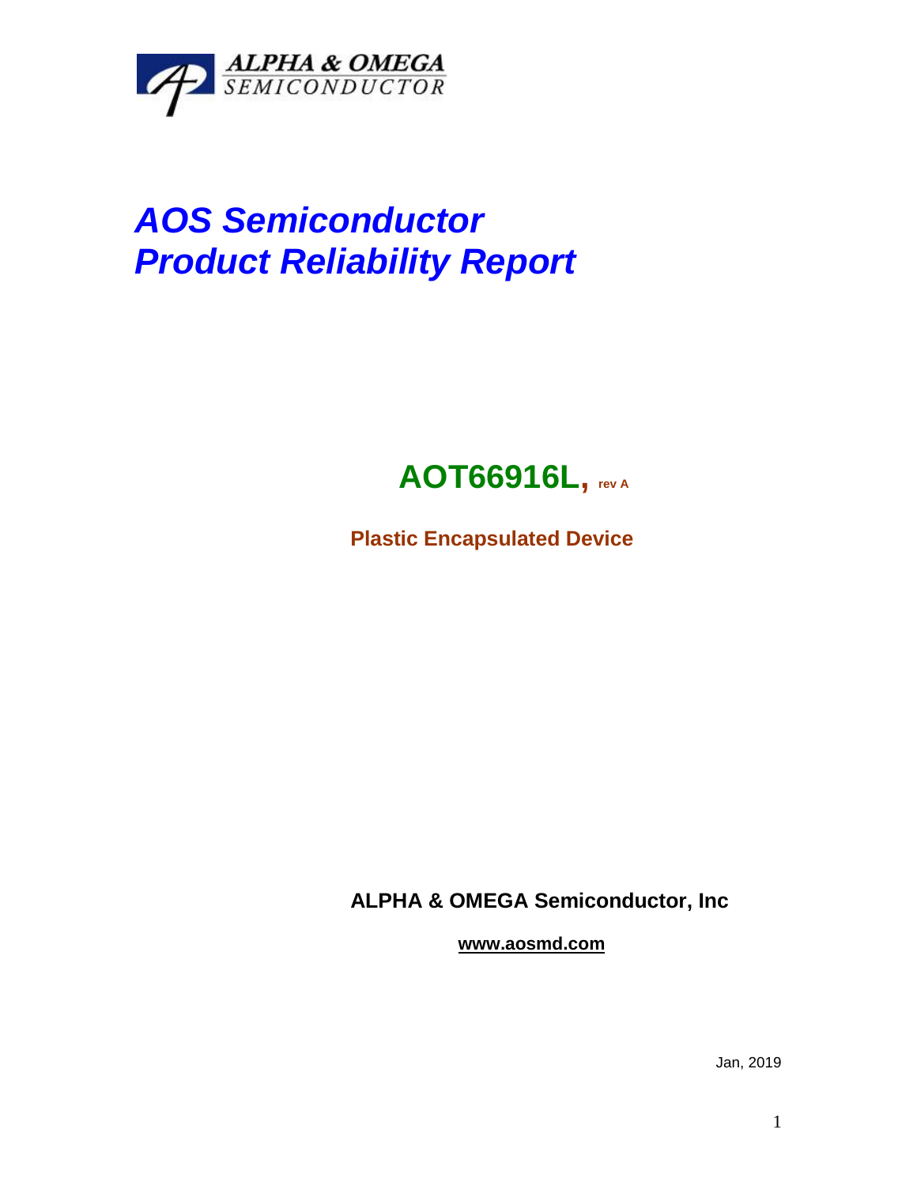ALPHA & OMEGA SEMICONDUCTOR

# *AOS Semiconductor*
# *Product Reliability Report*

## AOT66916L, rev A

**Plastic Encapsulated Device**

**ALPHA & OMEGA Semiconductor, Inc**

**www.aosmd.com**

Jan, 2019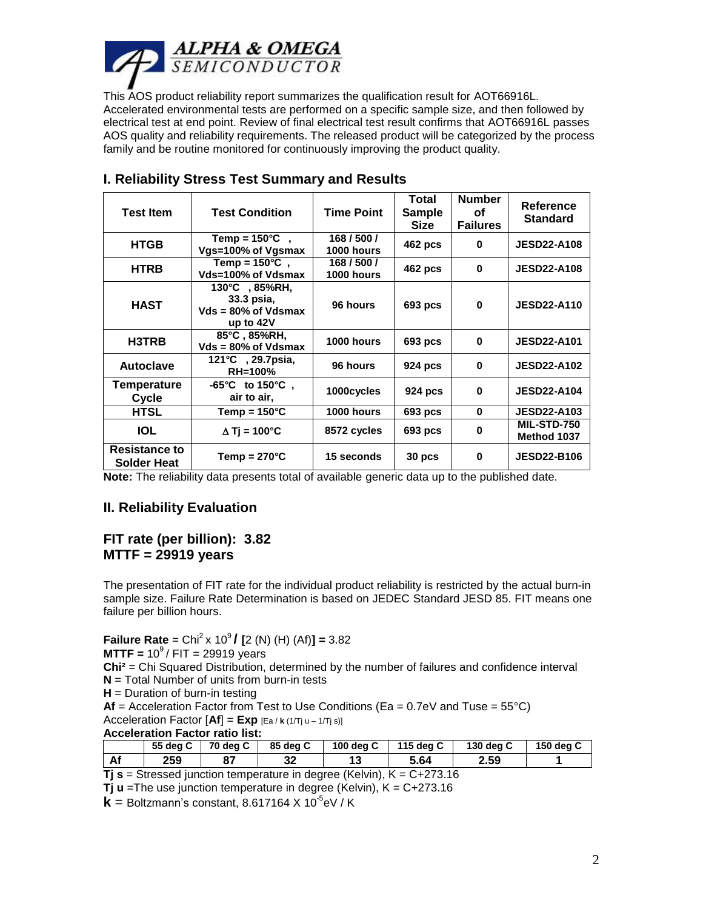This AOS product reliability report summarizes the qualification result for AOT66916L. Accelerated environmental tests are performed on a specific sample size, and then followed by electrical test at end point. Review of final electrical test result confirms that AOT66916L passes AOS quality and reliability requirements. The released product will be categorized by the process family and be routine monitored for continuously improving the product quality.

## I. Reliability Stress Test Summary and Results

| Test Item | Test Condition | Time Point | Total Sample Size | Number of Failures | Reference Standard |
|---|---|---|---|---|---|
| HTGB | Temp = 150°C , Vgs=100% of Vgsmax | 168 / 500 / 1000 hours | 462 pcs | 0 | JESD22-A108 |
| HTRB | Temp = 150°C , Vds=100% of Vdsmax | 168 / 500 / 1000 hours | 462 pcs | 0 | JESD22-A108 |
| HAST | 130°C , 85%RH, 33.3 psia, Vds = 80% of Vdsmax up to 42V | 96 hours | 693 pcs | 0 | JESD22-A110 |
| H3TRB | 85°C , 85%RH, Vds = 80% of Vdsmax | 1000 hours | 693 pcs | 0 | JESD22-A101 |
| Autoclave | 121°C , 29.7psia, RH=100% | 96 hours | 924 pcs | 0 | JESD22-A102 |
| Temperature Cycle | -65°C to 150°C , air to air, | 1000cycles | 924 pcs | 0 | JESD22-A104 |
| HTSL | Temp = 150°C | 1000 hours | 693 pcs | 0 | JESD22-A103 |
| IOL | $\Delta$ Tj = 100°C | 8572 cycles | 693 pcs | 0 | MIL-STD-750 Method 1037 |
| Resistance to Solder Heat | Temp = 270°C | 15 seconds | 30 pcs | 0 | JESD22-B106 |

**Note:** The reliability data presents total of available generic data up to the published date.

## II. Reliability Evaluation

### FIT rate (per billion): 3.82
### MTTF = 29919 years

The presentation of FIT rate for the individual product reliability is restricted by the actual burn-in sample size. Failure Rate Determination is based on JEDEC Standard JESD 85. FIT means one failure per billion hours.

**Failure Rate** = $Chi^2 \times 10^9$ **/ [**2 (N) (H) (Af)**] =** 3.82

**MTTF =** $10^9$ / FIT = 29919 years

**Chi²** = Chi Squared Distribution, determined by the number of failures and confidence interval

**N** = Total Number of units from burn-in tests

**H** = Duration of burn-in testing

**Af** = Acceleration Factor from Test to Use Conditions (Ea = 0.7eV and Tuse = 55°C)

Acceleration Factor [**Af**] = **Exp** [Ea / **k** (1/Tj u – 1/Tj s)]

**Acceleration Factor ratio list:**

| | 55 deg C | 70 deg C | 85 deg C | 100 deg C | 115 deg C | 130 deg C | 150 deg C |
|---|---|---|---|---|---|---|---|
| Af | 259 | 87 | 32 | 13 | 5.64 | 2.59 | 1 |

**Tj s** = Stressed junction temperature in degree (Kelvin), K = C+273.16

**Tj u** =The use junction temperature in degree (Kelvin), K = C+273.16

**k** = Boltzmann's constant, 8.617164 X $10^{-5}$eV / K